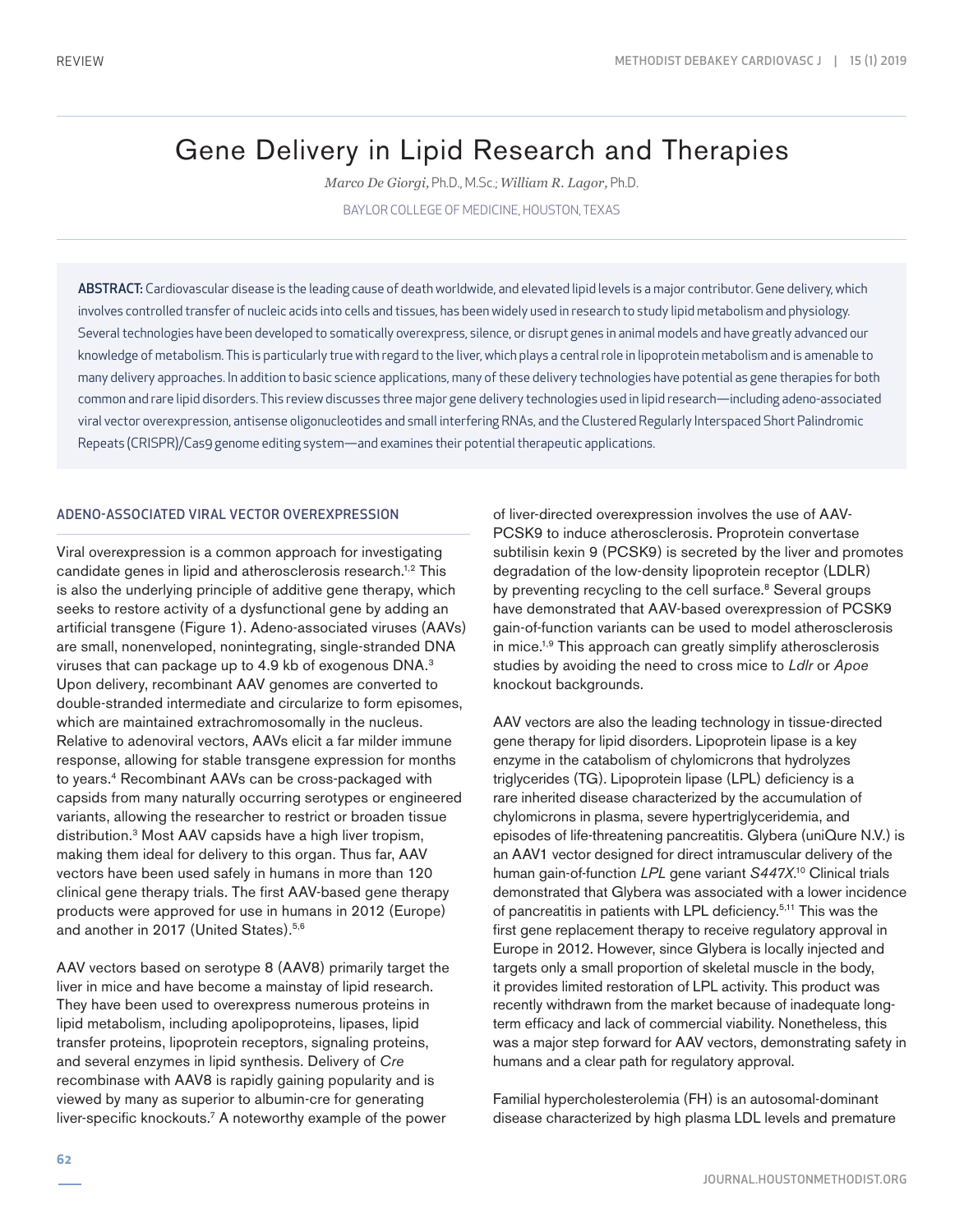REVIEW

# Gene Delivery in Lipid Research and Therapies

*Marco De Giorgi,* Ph.D., M.Sc.; *William R. Lagor,* Ph.D.

BAYLOR COLLEGE OF MEDICINE, HOUSTON, TEXAS

**ABSTRACT:** Cardiovascular disease is the leading cause of death worldwide, and elevated lipid levels is a major contributor. Gene delivery, which involves controlled transfer of nucleic acids into cells and tissues, has been widely used in research to study lipid metabolism and physiology. Several technologies have been developed to somatically overexpress, silence, or disrupt genes in animal models and have greatly advanced our knowledge of metabolism. This is particularly true with regard to the liver, which plays a central role in lipoprotein metabolism and is amenable to many delivery approaches. In addition to basic science applications, many of these delivery technologies have potential as gene therapies for both common and rare lipid disorders. This review discusses three major gene delivery technologies used in lipid research—including adeno-associated viral vector overexpression, antisense oligonucleotides and small interfering RNAs, and the Clustered Regularly Interspaced Short Palindromic Repeats (CRISPR)/Cas9 genome editing system—and examines their potential therapeutic applications.

## ADENO-ASSOCIATED VIRAL VECTOR OVEREXPRESSION

Viral overexpression is a common approach for investigating candidate genes in lipid and atherosclerosis research.[1,2] This is also the underlying principle of additive gene therapy, which seeks to restore activity of a dysfunctional gene by adding an artificial transgene (Figure 1). Adeno-associated viruses (AAVs) are small, nonenveloped, nonintegrating, single-stranded DNA viruses that can package up to 4.9 kb of exogenous DNA.[3] Upon delivery, recombinant AAV genomes are converted to double-stranded intermediate and circularize to form episomes, which are maintained extrachromosomally in the nucleus. Relative to adenoviral vectors, AAVs elicit a far milder immune response, allowing for stable transgene expression for months to years.[4] Recombinant AAVs can be cross-packaged with capsids from many naturally occurring serotypes or engineered variants, allowing the researcher to restrict or broaden tissue distribution.[3] Most AAV capsids have a high liver tropism, making them ideal for delivery to this organ. Thus far, AAV vectors have been used safely in humans in more than 120 clinical gene therapy trials. The first AAV-based gene therapy products were approved for use in humans in 2012 (Europe) and another in 2017 (United States).[5,6]

AAV vectors based on serotype 8 (AAV8) primarily target the liver in mice and have become a mainstay of lipid research. They have been used to overexpress numerous proteins in lipid metabolism, including apolipoproteins, lipases, lipid transfer proteins, lipoprotein receptors, signaling proteins, and several enzymes in lipid synthesis. Delivery of *Cre* recombinase with AAV8 is rapidly gaining popularity and is viewed by many as superior to albumin-cre for generating liver-specific knockouts.[7] A noteworthy example of the power of liver-directed overexpression involves the use of AAV-PCSK9 to induce atherosclerosis. Proprotein convertase subtilisin kexin 9 (PCSK9) is secreted by the liver and promotes degradation of the low-density lipoprotein receptor (LDLR) by preventing recycling to the cell surface.[8] Several groups have demonstrated that AAV-based overexpression of PCSK9 gain-of-function variants can be used to model atherosclerosis in mice.[1,9] This approach can greatly simplify atherosclerosis studies by avoiding the need to cross mice to *Ldlr* or *Apoe* knockout backgrounds.

AAV vectors are also the leading technology in tissue-directed gene therapy for lipid disorders. Lipoprotein lipase is a key enzyme in the catabolism of chylomicrons that hydrolyzes triglycerides (TG). Lipoprotein lipase (LPL) deficiency is a rare inherited disease characterized by the accumulation of chylomicrons in plasma, severe hypertriglyceridemia, and episodes of life-threatening pancreatitis. Glybera (uniQure N.V.) is an AAV1 vector designed for direct intramuscular delivery of the human gain-of-function *LPL* gene variant *S447X*.[10] Clinical trials demonstrated that Glybera was associated with a lower incidence of pancreatitis in patients with LPL deficiency.[5,11] This was the first gene replacement therapy to receive regulatory approval in Europe in 2012. However, since Glybera is locally injected and targets only a small proportion of skeletal muscle in the body, it provides limited restoration of LPL activity. This product was recently withdrawn from the market because of inadequate long-term efficacy and lack of commercial viability. Nonetheless, this was a major step forward for AAV vectors, demonstrating safety in humans and a clear path for regulatory approval.

Familial hypercholesterolemia (FH) is an autosomal-dominant disease characterized by high plasma LDL levels and premature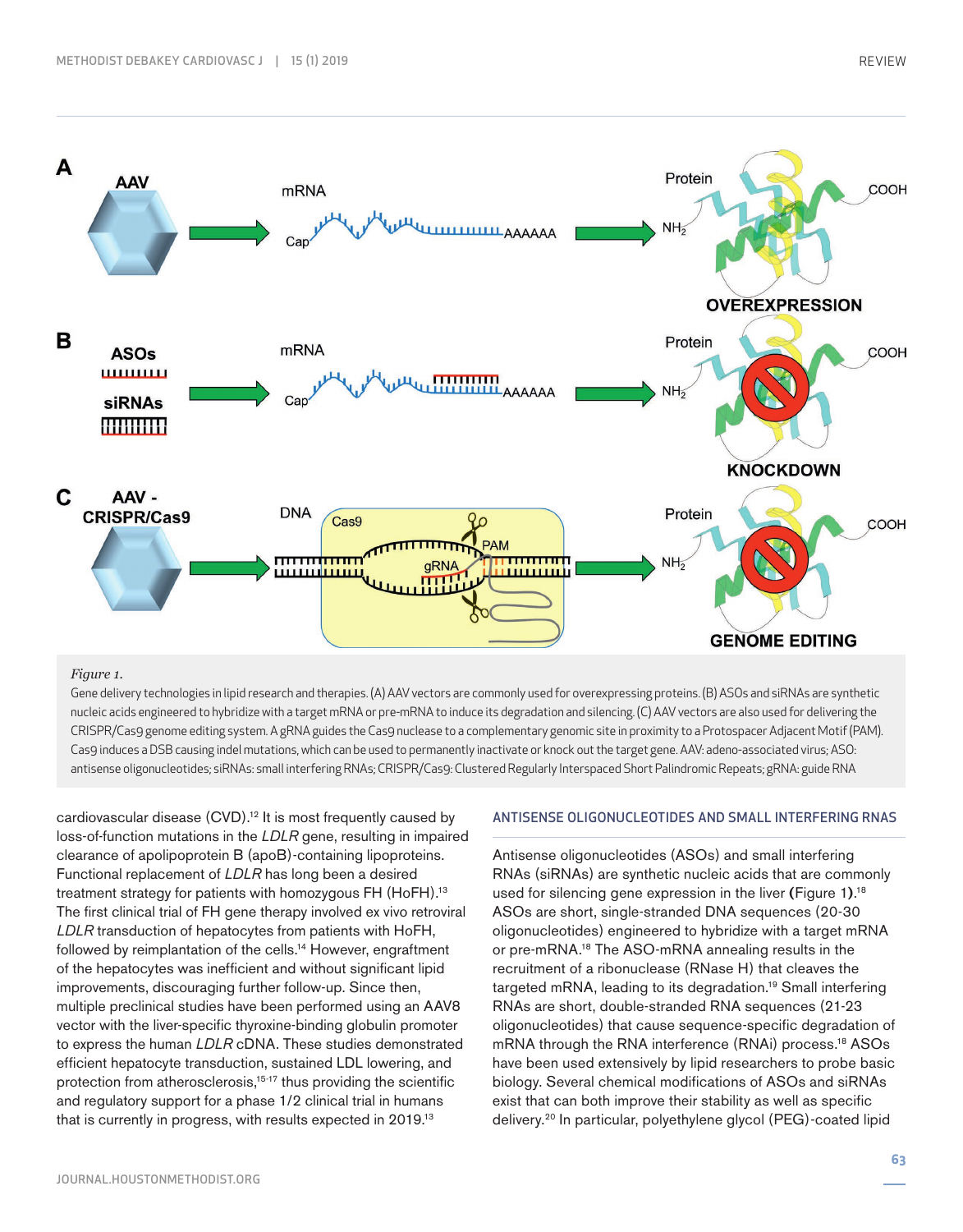*Figure 1.*

Gene delivery technologies in lipid research and therapies. (A) AAV vectors are commonly used for overexpressing proteins. (B) ASOs and siRNAs are synthetic nucleic acids engineered to hybridize with a target mRNA or pre-mRNA to induce its degradation and silencing. (C) AAV vectors are also used for delivering the CRISPR/Cas9 genome editing system. A gRNA guides the Cas9 nuclease to a complementary genomic site in proximity to a Protospacer Adjacent Motif (PAM). Cas9 induces a DSB causing indel mutations, which can be used to permanently inactivate or knock out the target gene. AAV: adeno-associated virus; ASO: antisense oligonucleotides; siRNAs: small interfering RNAs; CRISPR/Cas9: Clustered Regularly Interspaced Short Palindromic Repeats; gRNA: guide RNA

cardiovascular disease (CVD).[12] It is most frequently caused by loss-of-function mutations in the *LDLR* gene, resulting in impaired clearance of apolipoprotein B (apoB)-containing lipoproteins. Functional replacement of *LDLR* has long been a desired treatment strategy for patients with homozygous FH (HoFH).[13] The first clinical trial of FH gene therapy involved ex vivo retroviral *LDLR* transduction of hepatocytes from patients with HoFH, followed by reimplantation of the cells.[14] However, engraftment of the hepatocytes was inefficient and without significant lipid improvements, discouraging further follow-up. Since then, multiple preclinical studies have been performed using an AAV8 vector with the liver-specific thyroxine-binding globulin promoter to express the human *LDLR* cDNA. These studies demonstrated efficient hepatocyte transduction, sustained LDL lowering, and protection from atherosclerosis,[15-17] thus providing the scientific and regulatory support for a phase 1/2 clinical trial in humans that is currently in progress, with results expected in 2019.[13]

## ANTISENSE OLIGONUCLEOTIDES AND SMALL INTERFERING RNAS

Antisense oligonucleotides (ASOs) and small interfering RNAs (siRNAs) are synthetic nucleic acids that are commonly used for silencing gene expression in the liver (Figure 1).[18] ASOs are short, single-stranded DNA sequences (20-30 oligonucleotides) engineered to hybridize with a target mRNA or pre-mRNA.[18] The ASO-mRNA annealing results in the recruitment of a ribonuclease (RNase H) that cleaves the targeted mRNA, leading to its degradation.[19] Small interfering RNAs are short, double-stranded RNA sequences (21-23 oligonucleotides) that cause sequence-specific degradation of mRNA through the RNA interference (RNAi) process.[18] ASOs have been used extensively by lipid researchers to probe basic biology. Several chemical modifications of ASOs and siRNAs exist that can both improve their stability as well as specific delivery.[20] In particular, polyethylene glycol (PEG)-coated lipid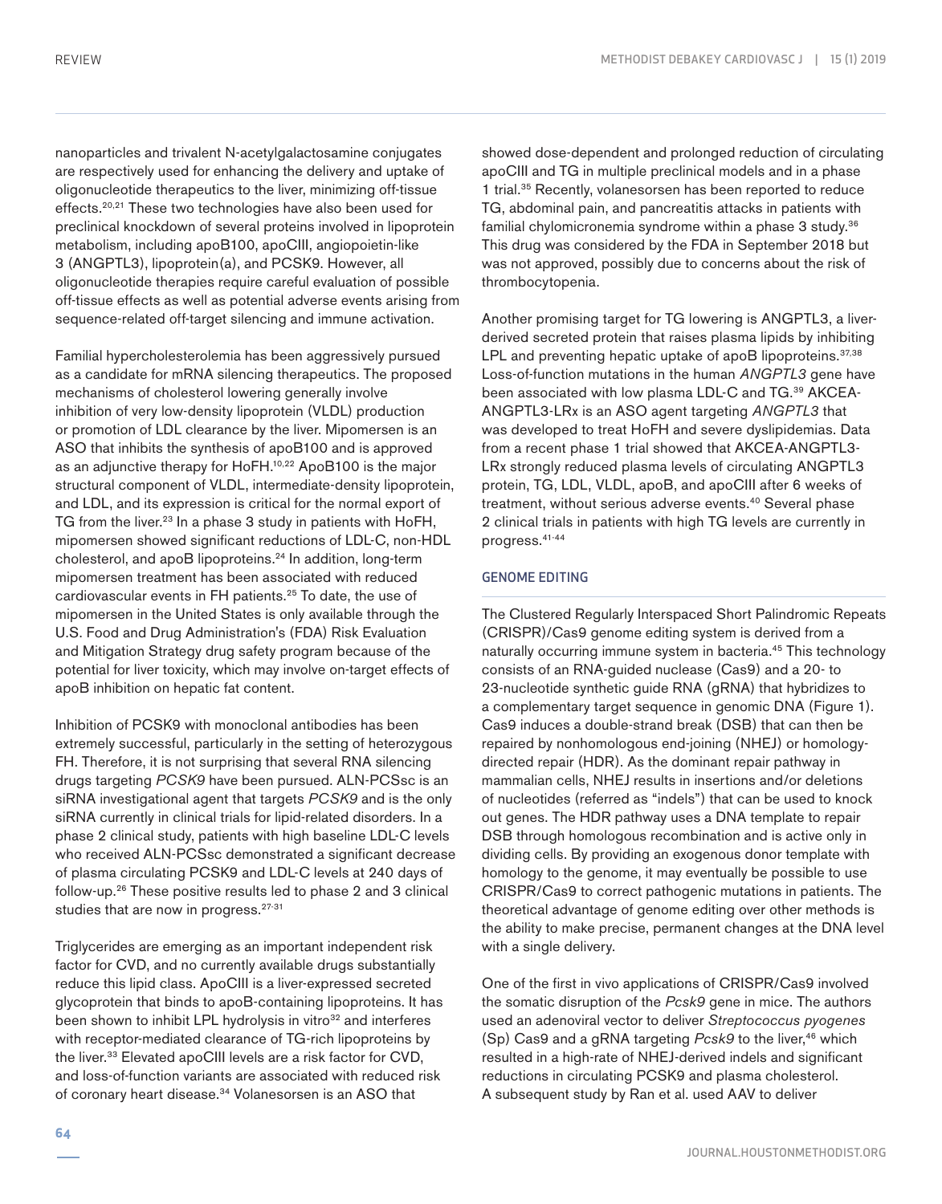nanoparticles and trivalent N-acetylgalactosamine conjugates are respectively used for enhancing the delivery and uptake of oligonucleotide therapeutics to the liver, minimizing off-tissue effects.[20,21] These two technologies have also been used for preclinical knockdown of several proteins involved in lipoprotein metabolism, including apoB100, apoCIII, angiopoietin-like 3 (ANGPTL3), lipoprotein(a), and PCSK9. However, all oligonucleotide therapies require careful evaluation of possible off-tissue effects as well as potential adverse events arising from sequence-related off-target silencing and immune activation.

Familial hypercholesterolemia has been aggressively pursued as a candidate for mRNA silencing therapeutics. The proposed mechanisms of cholesterol lowering generally involve inhibition of very low-density lipoprotein (VLDL) production or promotion of LDL clearance by the liver. Mipomersen is an ASO that inhibits the synthesis of apoB100 and is approved as an adjunctive therapy for HoFH.[10,22] ApoB100 is the major structural component of VLDL, intermediate-density lipoprotein, and LDL, and its expression is critical for the normal export of TG from the liver.[23] In a phase 3 study in patients with HoFH, mipomersen showed significant reductions of LDL-C, non-HDL cholesterol, and apoB lipoproteins.[24] In addition, long-term mipomersen treatment has been associated with reduced cardiovascular events in FH patients.[25] To date, the use of mipomersen in the United States is only available through the U.S. Food and Drug Administration's (FDA) Risk Evaluation and Mitigation Strategy drug safety program because of the potential for liver toxicity, which may involve on-target effects of apoB inhibition on hepatic fat content.

Inhibition of PCSK9 with monoclonal antibodies has been extremely successful, particularly in the setting of heterozygous FH. Therefore, it is not surprising that several RNA silencing drugs targeting *PCSK9* have been pursued. ALN-PCSsc is an siRNA investigational agent that targets *PCSK9* and is the only siRNA currently in clinical trials for lipid-related disorders. In a phase 2 clinical study, patients with high baseline LDL-C levels who received ALN-PCSsc demonstrated a significant decrease of plasma circulating PCSK9 and LDL-C levels at 240 days of follow-up.[26] These positive results led to phase 2 and 3 clinical studies that are now in progress.[27-31]

Triglycerides are emerging as an important independent risk factor for CVD, and no currently available drugs substantially reduce this lipid class. ApoCIII is a liver-expressed secreted glycoprotein that binds to apoB-containing lipoproteins. It has been shown to inhibit LPL hydrolysis in vitro[32] and interferes with receptor-mediated clearance of TG-rich lipoproteins by the liver.[33] Elevated apoCIII levels are a risk factor for CVD, and loss-of-function variants are associated with reduced risk of coronary heart disease.[34] Volanesorsen is an ASO that showed dose-dependent and prolonged reduction of circulating apoCIII and TG in multiple preclinical models and in a phase 1 trial.[35] Recently, volanesorsen has been reported to reduce TG, abdominal pain, and pancreatitis attacks in patients with familial chylomicronemia syndrome within a phase 3 study.[36] This drug was considered by the FDA in September 2018 but was not approved, possibly due to concerns about the risk of thrombocytopenia.

Another promising target for TG lowering is ANGPTL3, a liver-derived secreted protein that raises plasma lipids by inhibiting LPL and preventing hepatic uptake of apoB lipoproteins.[37,38] Loss-of-function mutations in the human *ANGPTL3* gene have been associated with low plasma LDL-C and TG.[39] AKCEA-ANGPTL3-LRx is an ASO agent targeting *ANGPTL3* that was developed to treat HoFH and severe dyslipidemias. Data from a recent phase 1 trial showed that AKCEA-ANGPTL3-LRx strongly reduced plasma levels of circulating ANGPTL3 protein, TG, LDL, VLDL, apoB, and apoCIII after 6 weeks of treatment, without serious adverse events.[40] Several phase 2 clinical trials in patients with high TG levels are currently in progress.[41-44]

## GENOME EDITING

The Clustered Regularly Interspaced Short Palindromic Repeats (CRISPR)/Cas9 genome editing system is derived from a naturally occurring immune system in bacteria.[45] This technology consists of an RNA-guided nuclease (Cas9) and a 20- to 23-nucleotide synthetic guide RNA (gRNA) that hybridizes to a complementary target sequence in genomic DNA (Figure 1). Cas9 induces a double-strand break (DSB) that can then be repaired by nonhomologous end-joining (NHEJ) or homology-directed repair (HDR). As the dominant repair pathway in mammalian cells, NHEJ results in insertions and/or deletions of nucleotides (referred as "indels") that can be used to knock out genes. The HDR pathway uses a DNA template to repair DSB through homologous recombination and is active only in dividing cells. By providing an exogenous donor template with homology to the genome, it may eventually be possible to use CRISPR/Cas9 to correct pathogenic mutations in patients. The theoretical advantage of genome editing over other methods is the ability to make precise, permanent changes at the DNA level with a single delivery.

One of the first in vivo applications of CRISPR/Cas9 involved the somatic disruption of the *Pcsk9* gene in mice. The authors used an adenoviral vector to deliver *Streptococcus pyogenes* (Sp) Cas9 and a gRNA targeting *Pcsk9* to the liver,[46] which resulted in a high-rate of NHEJ-derived indels and significant reductions in circulating PCSK9 and plasma cholesterol. A subsequent study by Ran et al. used AAV to deliver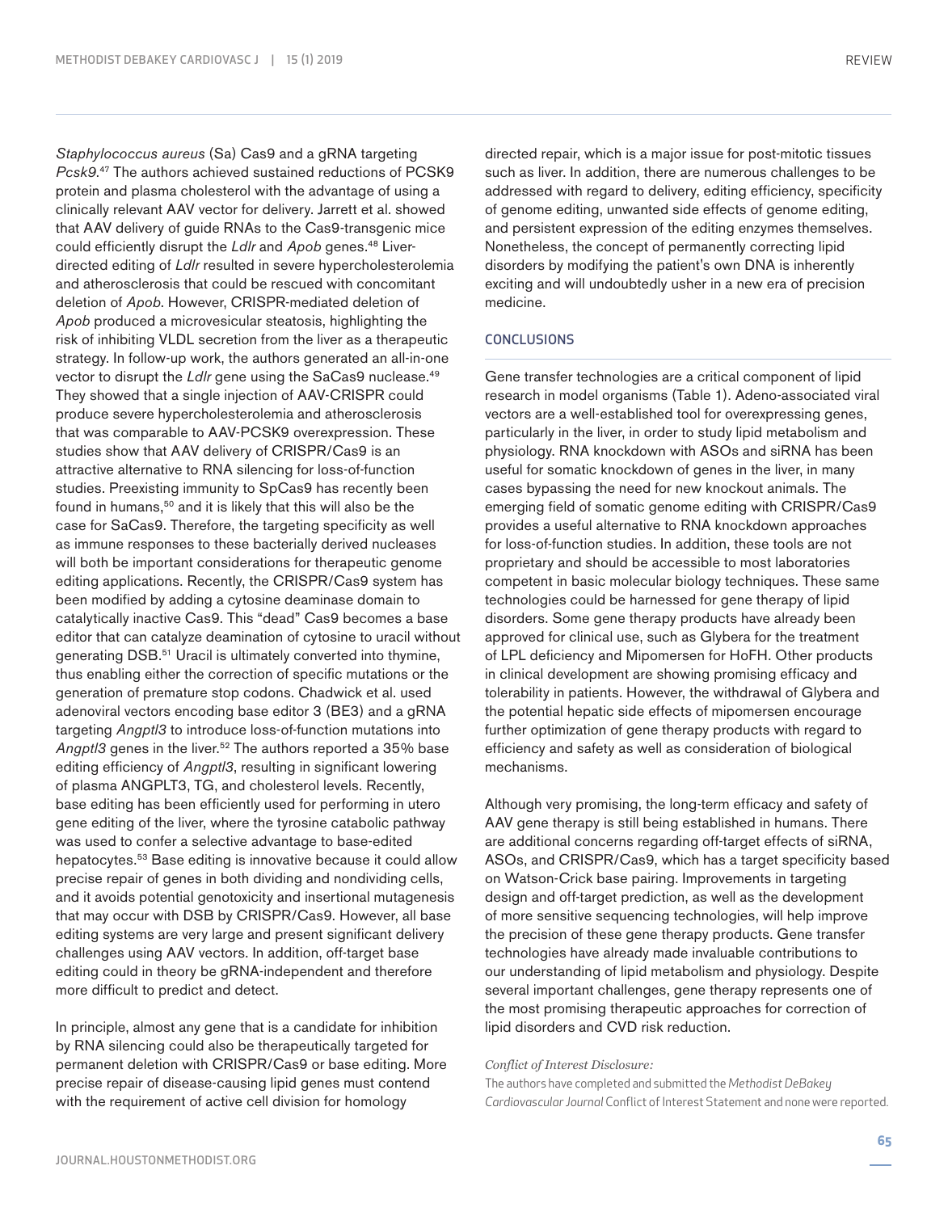*Staphylococcus aureus* (Sa) Cas9 and a gRNA targeting *Pcsk9*.[47] The authors achieved sustained reductions of PCSK9 protein and plasma cholesterol with the advantage of using a clinically relevant AAV vector for delivery. Jarrett et al. showed that AAV delivery of guide RNAs to the Cas9-transgenic mice could efficiently disrupt the *Ldlr* and *Apob* genes.[48] Liver-directed editing of *Ldlr* resulted in severe hypercholesterolemia and atherosclerosis that could be rescued with concomitant deletion of *Apob*. However, CRISPR-mediated deletion of *Apob* produced a microvesicular steatosis, highlighting the risk of inhibiting VLDL secretion from the liver as a therapeutic strategy. In follow-up work, the authors generated an all-in-one vector to disrupt the *Ldlr* gene using the SaCas9 nuclease.[49] They showed that a single injection of AAV-CRISPR could produce severe hypercholesterolemia and atherosclerosis that was comparable to AAV-PCSK9 overexpression. These studies show that AAV delivery of CRISPR/Cas9 is an attractive alternative to RNA silencing for loss-of-function studies. Preexisting immunity to SpCas9 has recently been found in humans,[50] and it is likely that this will also be the case for SaCas9. Therefore, the targeting specificity as well as immune responses to these bacterially derived nucleases will both be important considerations for therapeutic genome editing applications. Recently, the CRISPR/Cas9 system has been modified by adding a cytosine deaminase domain to catalytically inactive Cas9. This "dead" Cas9 becomes a base editor that can catalyze deamination of cytosine to uracil without generating DSB.[51] Uracil is ultimately converted into thymine, thus enabling either the correction of specific mutations or the generation of premature stop codons. Chadwick et al. used adenoviral vectors encoding base editor 3 (BE3) and a gRNA targeting *Angptl3* to introduce loss-of-function mutations into *Angptl3* genes in the liver.[52] The authors reported a 35% base editing efficiency of *Angptl3*, resulting in significant lowering of plasma ANGPLT3, TG, and cholesterol levels. Recently, base editing has been efficiently used for performing in utero gene editing of the liver, where the tyrosine catabolic pathway was used to confer a selective advantage to base-edited hepatocytes.[53] Base editing is innovative because it could allow precise repair of genes in both dividing and nondividing cells, and it avoids potential genotoxicity and insertional mutagenesis that may occur with DSB by CRISPR/Cas9. However, all base editing systems are very large and present significant delivery challenges using AAV vectors. In addition, off-target base editing could in theory be gRNA-independent and therefore more difficult to predict and detect.

In principle, almost any gene that is a candidate for inhibition by RNA silencing could also be therapeutically targeted for permanent deletion with CRISPR/Cas9 or base editing. More precise repair of disease-causing lipid genes must contend with the requirement of active cell division for homology directed repair, which is a major issue for post-mitotic tissues such as liver. In addition, there are numerous challenges to be addressed with regard to delivery, editing efficiency, specificity of genome editing, unwanted side effects of genome editing, and persistent expression of the editing enzymes themselves. Nonetheless, the concept of permanently correcting lipid disorders by modifying the patient's own DNA is inherently exciting and will undoubtedly usher in a new era of precision medicine.

## CONCLUSIONS

Gene transfer technologies are a critical component of lipid research in model organisms (Table 1). Adeno-associated viral vectors are a well-established tool for overexpressing genes, particularly in the liver, in order to study lipid metabolism and physiology. RNA knockdown with ASOs and siRNA has been useful for somatic knockdown of genes in the liver, in many cases bypassing the need for new knockout animals. The emerging field of somatic genome editing with CRISPR/Cas9 provides a useful alternative to RNA knockdown approaches for loss-of-function studies. In addition, these tools are not proprietary and should be accessible to most laboratories competent in basic molecular biology techniques. These same technologies could be harnessed for gene therapy of lipid disorders. Some gene therapy products have already been approved for clinical use, such as Glybera for the treatment of LPL deficiency and Mipomersen for HoFH. Other products in clinical development are showing promising efficacy and tolerability in patients. However, the withdrawal of Glybera and the potential hepatic side effects of mipomersen encourage further optimization of gene therapy products with regard to efficiency and safety as well as consideration of biological mechanisms.

Although very promising, the long-term efficacy and safety of AAV gene therapy is still being established in humans. There are additional concerns regarding off-target effects of siRNA, ASOs, and CRISPR/Cas9, which has a target specificity based on Watson-Crick base pairing. Improvements in targeting design and off-target prediction, as well as the development of more sensitive sequencing technologies, will help improve the precision of these gene therapy products. Gene transfer technologies have already made invaluable contributions to our understanding of lipid metabolism and physiology. Despite several important challenges, gene therapy represents one of the most promising therapeutic approaches for correction of lipid disorders and CVD risk reduction.

*Conflict of Interest Disclosure:*
The authors have completed and submitted the *Methodist DeBakey Cardiovascular Journal* Conflict of Interest Statement and none were reported.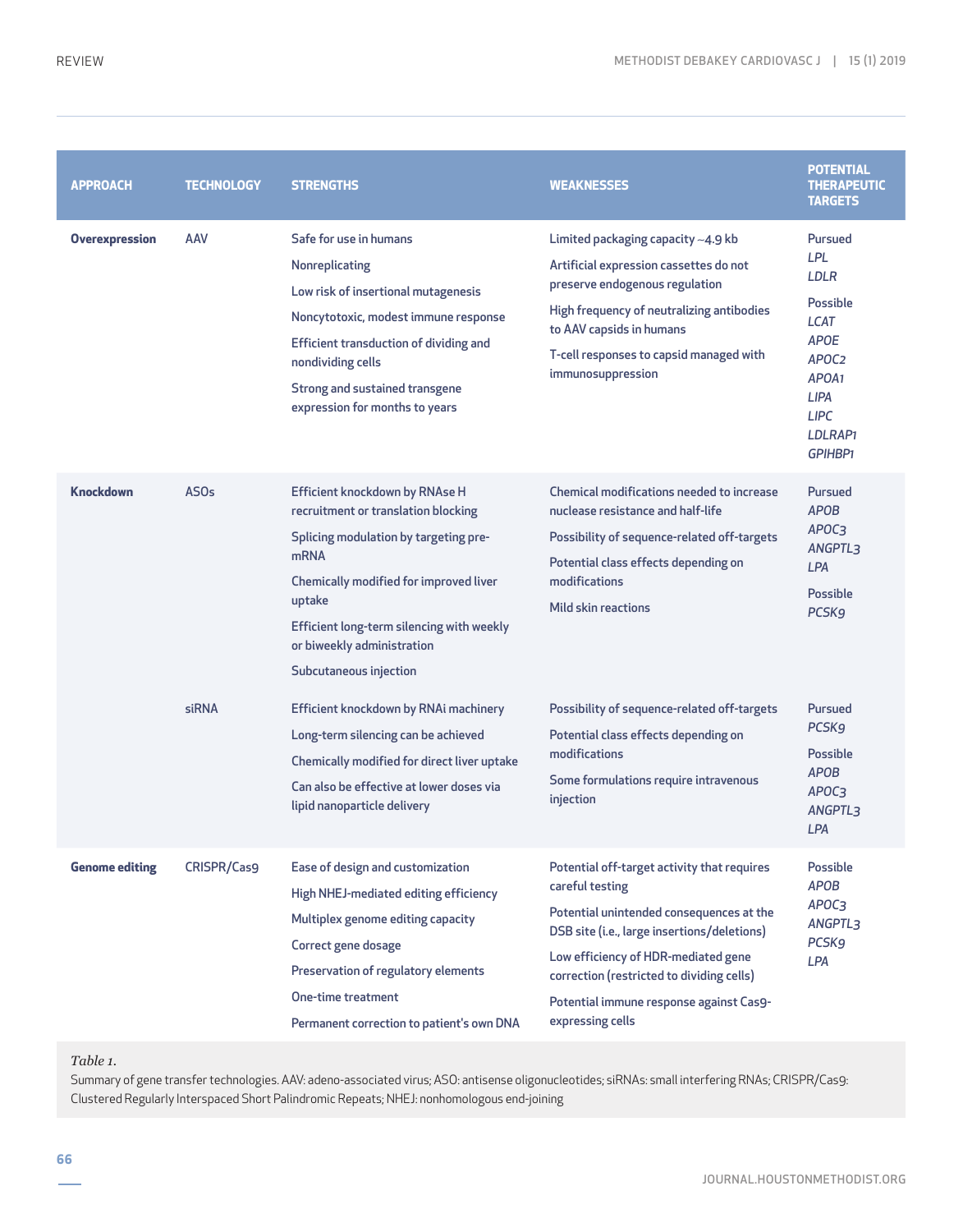| APPROACH | TECHNOLOGY | STRENGTHS | WEAKNESSES | POTENTIAL THERAPEUTIC TARGETS |
|---|---|---|---|---|
| **Overexpression** | AAV | Safe for use in humans<br>Nonreplicating<br>Low risk of insertional mutagenesis<br>Noncytotoxic, modest immune response<br>Efficient transduction of dividing and nondividing cells<br>Strong and sustained transgene expression for months to years | Limited packaging capacity ~4.9 kb<br>Artificial expression cassettes do not preserve endogenous regulation<br>High frequency of neutralizing antibodies to AAV capsids in humans<br>T-cell responses to capsid managed with immunosuppression | Pursued<br>*LPL*<br>*LDLR*<br><br>Possible<br>*LCAT*<br>*APOE*<br>*APOC2*<br>*APOA1*<br>*LIPA*<br>*LIPC*<br>*LDLRAP1*<br>*GPIHBP1* |
| **Knockdown** | ASOs | Efficient knockdown by RNAse H recruitment or translation blocking<br>Splicing modulation by targeting pre-mRNA<br>Chemically modified for improved liver uptake<br>Efficient long-term silencing with weekly or biweekly administration<br>Subcutaneous injection | Chemical modifications needed to increase nuclease resistance and half-life<br>Possibility of sequence-related off-targets<br>Potential class effects depending on modifications<br>Mild skin reactions | Pursued<br>*APOB*<br>*APOC3*<br>*ANGPTL3*<br>*LPA*<br><br>Possible<br>*PCSK9* |
| | siRNA | Efficient knockdown by RNAi machinery<br>Long-term silencing can be achieved<br>Chemically modified for direct liver uptake<br>Can also be effective at lower doses via lipid nanoparticle delivery | Possibility of sequence-related off-targets<br>Potential class effects depending on modifications<br>Some formulations require intravenous injection | Pursued<br>*PCSK9*<br><br>Possible<br>*APOB*<br>*APOC3*<br>*ANGPTL3*<br>*LPA* |
| **Genome editing** | CRISPR/Cas9 | Ease of design and customization<br>High NHEJ-mediated editing efficiency<br>Multiplex genome editing capacity<br>Correct gene dosage<br>Preservation of regulatory elements<br>One-time treatment<br>Permanent correction to patient's own DNA | Potential off-target activity that requires careful testing<br>Potential unintended consequences at the DSB site (i.e., large insertions/deletions)<br>Low efficiency of HDR-mediated gene correction (restricted to dividing cells)<br>Potential immune response against Cas9-expressing cells | Possible<br>*APOB*<br>*APOC3*<br>*ANGPTL3*<br>*PCSK9*<br>*LPA* |

*Table 1.*
Summary of gene transfer technologies. AAV: adeno-associated virus; ASO: antisense oligonucleotides; siRNAs: small interfering RNAs; CRISPR/Cas9: Clustered Regularly Interspaced Short Palindromic Repeats; NHEJ: nonhomologous end-joining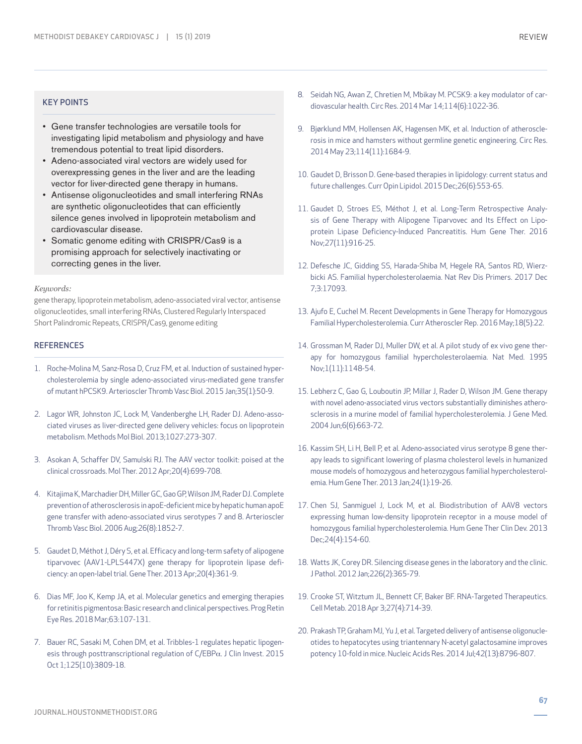## KEY POINTS

- Gene transfer technologies are versatile tools for investigating lipid metabolism and physiology and have tremendous potential to treat lipid disorders.
- Adeno-associated viral vectors are widely used for overexpressing genes in the liver and are the leading vector for liver-directed gene therapy in humans.
- Antisense oligonucleotides and small interfering RNAs are synthetic oligonucleotides that can efficiently silence genes involved in lipoprotein metabolism and cardiovascular disease.
- Somatic genome editing with CRISPR/Cas9 is a promising approach for selectively inactivating or correcting genes in the liver.

*Keywords:*

gene therapy, lipoprotein metabolism, adeno-associated viral vector, antisense oligonucleotides, small interfering RNAs, Clustered Regularly Interspaced Short Palindromic Repeats, CRISPR/Cas9, genome editing

## REFERENCES

1. Roche-Molina M, Sanz-Rosa D, Cruz FM, et al. Induction of sustained hypercholesterolemia by single adeno-associated virus-mediated gene transfer of mutant hPCSK9. Arterioscler Thromb Vasc Biol. 2015 Jan;35(1):50-9.
2. Lagor WR, Johnston JC, Lock M, Vandenberghe LH, Rader DJ. Adeno-associated viruses as liver-directed gene delivery vehicles: focus on lipoprotein metabolism. Methods Mol Biol. 2013;1027:273-307.
3. Asokan A, Schaffer DV, Samulski RJ. The AAV vector toolkit: poised at the clinical crossroads. Mol Ther. 2012 Apr;20(4):699-708.
4. Kitajima K, Marchadier DH, Miller GC, Gao GP, Wilson JM, Rader DJ. Complete prevention of atherosclerosis in apoE-deficient mice by hepatic human apoE gene transfer with adeno-associated virus serotypes 7 and 8. Arterioscler Thromb Vasc Biol. 2006 Aug;26(8):1852-7.
5. Gaudet D, Méthot J, Déry S, et al. Efficacy and long-term safety of alipogene tiparvovec (AAV1-LPLS447X) gene therapy for lipoprotein lipase deficiency: an open-label trial. Gene Ther. 2013 Apr;20(4):361-9.
6. Dias MF, Joo K, Kemp JA, et al. Molecular genetics and emerging therapies for retinitis pigmentosa: Basic research and clinical perspectives. Prog Retin Eye Res. 2018 Mar;63:107-131.
7. Bauer RC, Sasaki M, Cohen DM, et al. Tribbles-1 regulates hepatic lipogenesis through posttranscriptional regulation of C/EBPα. J Clin Invest. 2015 Oct 1;125(10):3809-18.
8. Seidah NG, Awan Z, Chretien M, Mbikay M. PCSK9: a key modulator of cardiovascular health. Circ Res. 2014 Mar 14;114(6):1022-36.
9. Bjørklund MM, Hollensen AK, Hagensen MK, et al. Induction of atherosclerosis in mice and hamsters without germline genetic engineering. Circ Res. 2014 May 23;114(11):1684-9.
10. Gaudet D, Brisson D. Gene-based therapies in lipidology: current status and future challenges. Curr Opin Lipidol. 2015 Dec;26(6):553-65.
11. Gaudet D, Stroes ES, Méthot J, et al. Long-Term Retrospective Analysis of Gene Therapy with Alipogene Tiparvovec and Its Effect on Lipoprotein Lipase Deficiency-Induced Pancreatitis. Hum Gene Ther. 2016 Nov;27(11):916-25.
12. Defesche JC, Gidding SS, Harada-Shiba M, Hegele RA, Santos RD, Wierzbicki AS. Familial hypercholesterolaemia. Nat Rev Dis Primers. 2017 Dec 7;3:17093.
13. Ajufo E, Cuchel M. Recent Developments in Gene Therapy for Homozygous Familial Hypercholesterolemia. Curr Atheroscler Rep. 2016 May;18(5):22.
14. Grossman M, Rader DJ, Muller DW, et al. A pilot study of ex vivo gene therapy for homozygous familial hypercholesterolaemia. Nat Med. 1995 Nov;1(11):1148-54.
15. Lebherz C, Gao G, Louboutin JP, Millar J, Rader D, Wilson JM. Gene therapy with novel adeno-associated virus vectors substantially diminishes atherosclerosis in a murine model of familial hypercholesterolemia. J Gene Med. 2004 Jun;6(6):663-72.
16. Kassim SH, Li H, Bell P, et al. Adeno-associated virus serotype 8 gene therapy leads to significant lowering of plasma cholesterol levels in humanized mouse models of homozygous and heterozygous familial hypercholesterolemia. Hum Gene Ther. 2013 Jan;24(1):19-26.
17. Chen SJ, Sanmiguel J, Lock M, et al. Biodistribution of AAV8 vectors expressing human low-density lipoprotein receptor in a mouse model of homozygous familial hypercholesterolemia. Hum Gene Ther Clin Dev. 2013 Dec;24(4):154-60.
18. Watts JK, Corey DR. Silencing disease genes in the laboratory and the clinic. J Pathol. 2012 Jan;226(2):365-79.
19. Crooke ST, Witztum JL, Bennett CF, Baker BF. RNA-Targeted Therapeutics. Cell Metab. 2018 Apr 3;27(4):714-39.
20. Prakash TP, Graham MJ, Yu J, et al. Targeted delivery of antisense oligonucleotides to hepatocytes using triantennary N-acetyl galactosamine improves potency 10-fold in mice. Nucleic Acids Res. 2014 Jul;42(13):8796-807.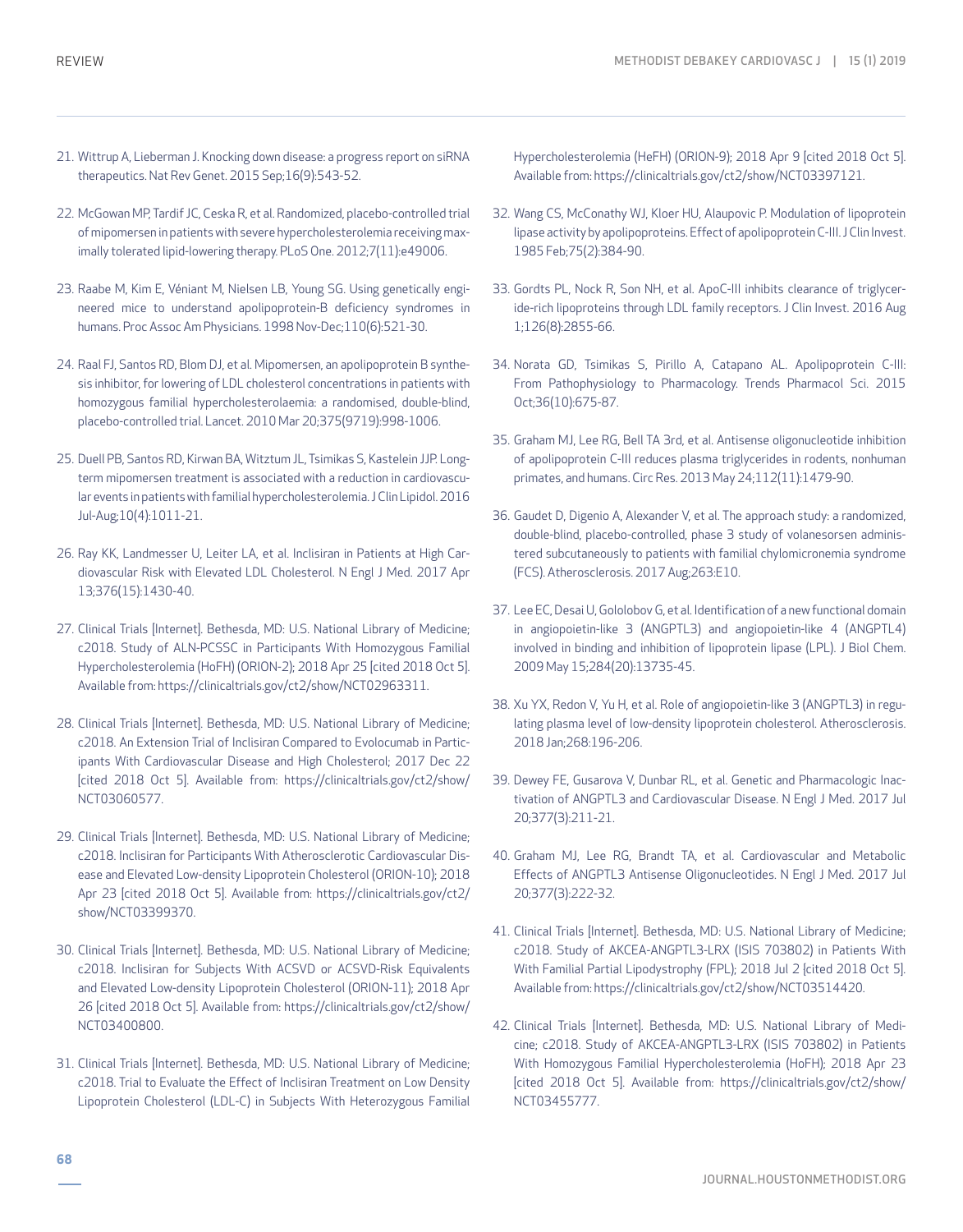21. Wittrup A, Lieberman J. Knocking down disease: a progress report on siRNA therapeutics. Nat Rev Genet. 2015 Sep;16(9):543-52.

22. McGowan MP, Tardif JC, Ceska R, et al. Randomized, placebo-controlled trial of mipomersen in patients with severe hypercholesterolemia receiving maximally tolerated lipid-lowering therapy. PLoS One. 2012;7(11):e49006.

23. Raabe M, Kim E, Véniant M, Nielsen LB, Young SG. Using genetically engineered mice to understand apolipoprotein-B deficiency syndromes in humans. Proc Assoc Am Physicians. 1998 Nov-Dec;110(6):521-30.

24. Raal FJ, Santos RD, Blom DJ, et al. Mipomersen, an apolipoprotein B synthesis inhibitor, for lowering of LDL cholesterol concentrations in patients with homozygous familial hypercholesterolaemia: a randomised, double-blind, placebo-controlled trial. Lancet. 2010 Mar 20;375(9719):998-1006.

25. Duell PB, Santos RD, Kirwan BA, Witztum JL, Tsimikas S, Kastelein JJP. Long-term mipomersen treatment is associated with a reduction in cardiovascular events in patients with familial hypercholesterolemia. J Clin Lipidol. 2016 Jul-Aug;10(4):1011-21.

26. Ray KK, Landmesser U, Leiter LA, et al. Inclisiran in Patients at High Cardiovascular Risk with Elevated LDL Cholesterol. N Engl J Med. 2017 Apr 13;376(15):1430-40.

27. Clinical Trials [Internet]. Bethesda, MD: U.S. National Library of Medicine; c2018. Study of ALN-PCSSC in Participants With Homozygous Familial Hypercholesterolemia (HoFH) (ORION-2); 2018 Apr 25 [cited 2018 Oct 5]. Available from: https://clinicaltrials.gov/ct2/show/NCT02963311.

28. Clinical Trials [Internet]. Bethesda, MD: U.S. National Library of Medicine; c2018. An Extension Trial of Inclisiran Compared to Evolocumab in Participants With Cardiovascular Disease and High Cholesterol; 2017 Dec 22 [cited 2018 Oct 5]. Available from: https://clinicaltrials.gov/ct2/show/NCT03060577.

29. Clinical Trials [Internet]. Bethesda, MD: U.S. National Library of Medicine; c2018. Inclisiran for Participants With Atherosclerotic Cardiovascular Disease and Elevated Low-density Lipoprotein Cholesterol (ORION-10); 2018 Apr 23 [cited 2018 Oct 5]. Available from: https://clinicaltrials.gov/ct2/show/NCT03399370.

30. Clinical Trials [Internet]. Bethesda, MD: U.S. National Library of Medicine; c2018. Inclisiran for Subjects With ACSVD or ACSVD-Risk Equivalents and Elevated Low-density Lipoprotein Cholesterol (ORION-11); 2018 Apr 26 [cited 2018 Oct 5]. Available from: https://clinicaltrials.gov/ct2/show/NCT03400800.

31. Clinical Trials [Internet]. Bethesda, MD: U.S. National Library of Medicine; c2018. Trial to Evaluate the Effect of Inclisiran Treatment on Low Density Lipoprotein Cholesterol (LDL-C) in Subjects With Heterozygous Familial Hypercholesterolemia (HeFH) (ORION-9); 2018 Apr 9 [cited 2018 Oct 5]. Available from: https://clinicaltrials.gov/ct2/show/NCT03397121.

32. Wang CS, McConathy WJ, Kloer HU, Alaupovic P. Modulation of lipoprotein lipase activity by apolipoproteins. Effect of apolipoprotein C-III. J Clin Invest. 1985 Feb;75(2):384-90.

33. Gordts PL, Nock R, Son NH, et al. ApoC-III inhibits clearance of triglyceride-rich lipoproteins through LDL family receptors. J Clin Invest. 2016 Aug 1;126(8):2855-66.

34. Norata GD, Tsimikas S, Pirillo A, Catapano AL. Apolipoprotein C-III: From Pathophysiology to Pharmacology. Trends Pharmacol Sci. 2015 Oct;36(10):675-87.

35. Graham MJ, Lee RG, Bell TA 3rd, et al. Antisense oligonucleotide inhibition of apolipoprotein C-III reduces plasma triglycerides in rodents, nonhuman primates, and humans. Circ Res. 2013 May 24;112(11):1479-90.

36. Gaudet D, Digenio A, Alexander V, et al. The approach study: a randomized, double-blind, placebo-controlled, phase 3 study of volanesorsen administered subcutaneously to patients with familial chylomicronemia syndrome (FCS). Atherosclerosis. 2017 Aug;263:E10.

37. Lee EC, Desai U, Gololobov G, et al. Identification of a new functional domain in angiopoietin-like 3 (ANGPTL3) and angiopoietin-like 4 (ANGPTL4) involved in binding and inhibition of lipoprotein lipase (LPL). J Biol Chem. 2009 May 15;284(20):13735-45.

38. Xu YX, Redon V, Yu H, et al. Role of angiopoietin-like 3 (ANGPTL3) in regulating plasma level of low-density lipoprotein cholesterol. Atherosclerosis. 2018 Jan;268:196-206.

39. Dewey FE, Gusarova V, Dunbar RL, et al. Genetic and Pharmacologic Inactivation of ANGPTL3 and Cardiovascular Disease. N Engl J Med. 2017 Jul 20;377(3):211-21.

40. Graham MJ, Lee RG, Brandt TA, et al. Cardiovascular and Metabolic Effects of ANGPTL3 Antisense Oligonucleotides. N Engl J Med. 2017 Jul 20;377(3):222-32.

41. Clinical Trials [Internet]. Bethesda, MD: U.S. National Library of Medicine; c2018. Study of AKCEA-ANGPTL3-LRX (ISIS 703802) in Patients With With Familial Partial Lipodystrophy (FPL); 2018 Jul 2 [cited 2018 Oct 5]. Available from: https://clinicaltrials.gov/ct2/show/NCT03514420.

42. Clinical Trials [Internet]. Bethesda, MD: U.S. National Library of Medicine; c2018. Study of AKCEA-ANGPTL3-LRX (ISIS 703802) in Patients With Homozygous Familial Hypercholesterolemia (HoFH); 2018 Apr 23 [cited 2018 Oct 5]. Available from: https://clinicaltrials.gov/ct2/show/NCT03455777.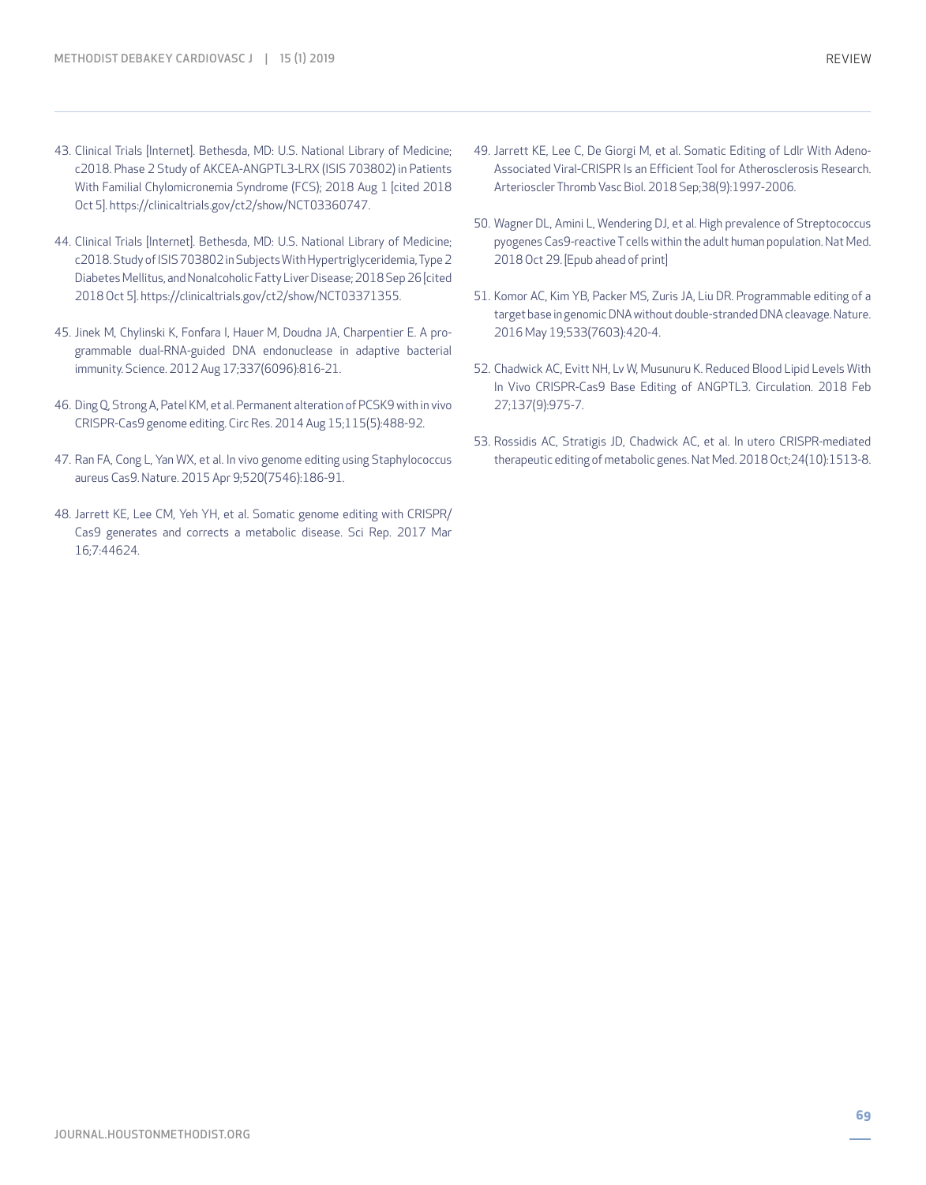43. Clinical Trials [Internet]. Bethesda, MD: U.S. National Library of Medicine; c2018. Phase 2 Study of AKCEA-ANGPTL3-LRX (ISIS 703802) in Patients With Familial Chylomicronemia Syndrome (FCS); 2018 Aug 1 [cited 2018 Oct 5]. https://clinicaltrials.gov/ct2/show/NCT03360747.

44. Clinical Trials [Internet]. Bethesda, MD: U.S. National Library of Medicine; c2018. Study of ISIS 703802 in Subjects With Hypertriglyceridemia, Type 2 Diabetes Mellitus, and Nonalcoholic Fatty Liver Disease; 2018 Sep 26 [cited 2018 Oct 5]. https://clinicaltrials.gov/ct2/show/NCT03371355.

45. Jinek M, Chylinski K, Fonfara I, Hauer M, Doudna JA, Charpentier E. A programmable dual-RNA-guided DNA endonuclease in adaptive bacterial immunity. Science. 2012 Aug 17;337(6096):816-21.

46. Ding Q, Strong A, Patel KM, et al. Permanent alteration of PCSK9 with in vivo CRISPR-Cas9 genome editing. Circ Res. 2014 Aug 15;115(5):488-92.

47. Ran FA, Cong L, Yan WX, et al. In vivo genome editing using Staphylococcus aureus Cas9. Nature. 2015 Apr 9;520(7546):186-91.

48. Jarrett KE, Lee CM, Yeh YH, et al. Somatic genome editing with CRISPR/Cas9 generates and corrects a metabolic disease. Sci Rep. 2017 Mar 16;7:44624.

49. Jarrett KE, Lee C, De Giorgi M, et al. Somatic Editing of Ldlr With Adeno-Associated Viral-CRISPR Is an Efficient Tool for Atherosclerosis Research. Arterioscler Thromb Vasc Biol. 2018 Sep;38(9):1997-2006.

50. Wagner DL, Amini L, Wendering DJ, et al. High prevalence of Streptococcus pyogenes Cas9-reactive T cells within the adult human population. Nat Med. 2018 Oct 29. [Epub ahead of print]

51. Komor AC, Kim YB, Packer MS, Zuris JA, Liu DR. Programmable editing of a target base in genomic DNA without double-stranded DNA cleavage. Nature. 2016 May 19;533(7603):420-4.

52. Chadwick AC, Evitt NH, Lv W, Musunuru K. Reduced Blood Lipid Levels With In Vivo CRISPR-Cas9 Base Editing of ANGPTL3. Circulation. 2018 Feb 27;137(9):975-7.

53. Rossidis AC, Stratigis JD, Chadwick AC, et al. In utero CRISPR-mediated therapeutic editing of metabolic genes. Nat Med. 2018 Oct;24(10):1513-8.